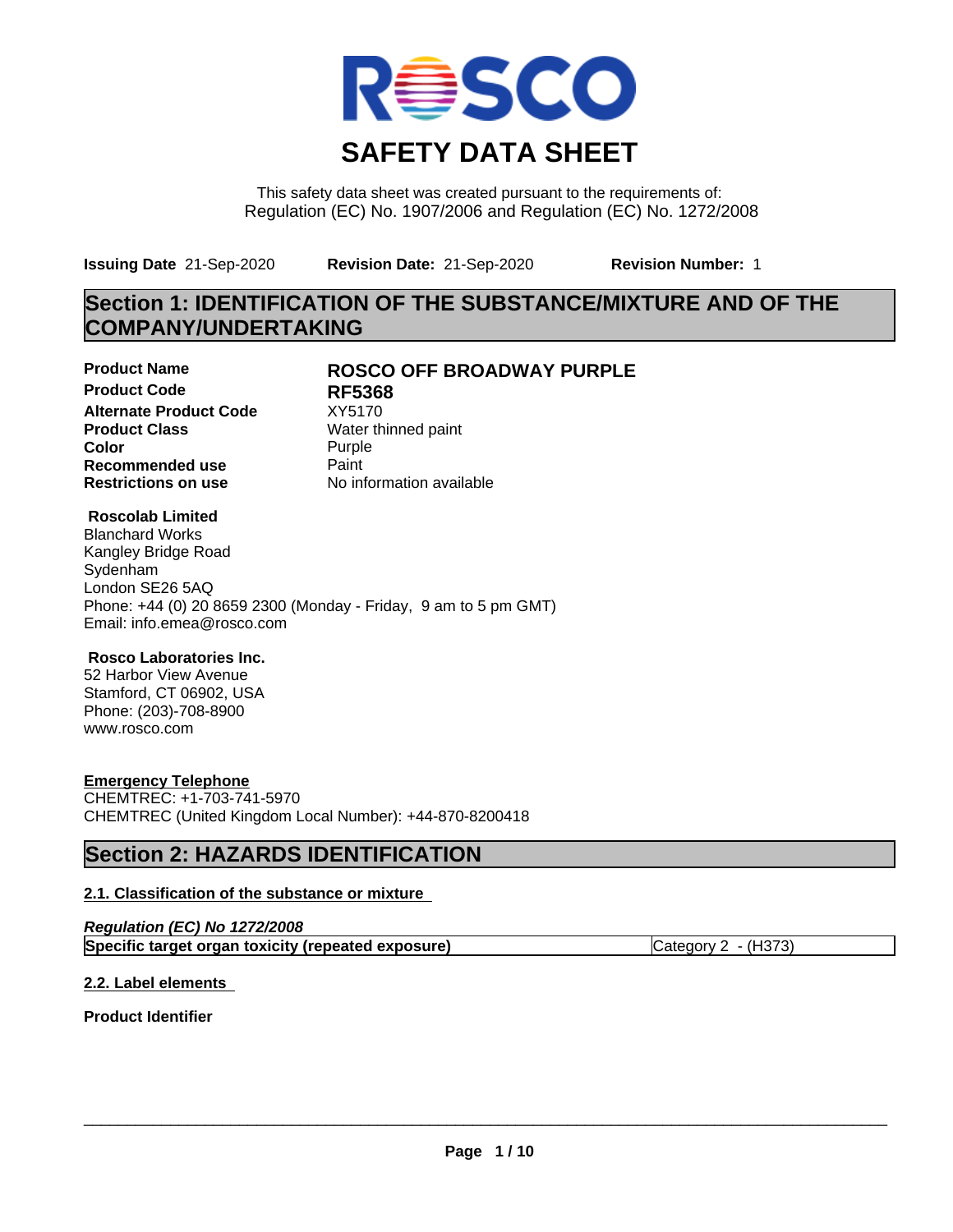# SAFETY DATA SHEET

This safety data sheet was created pursuant to the requirements of:
Regulation (EC) No. 1907/2006 and Regulation (EC) No. 1272/2008

**Issuing Date** 21-Sep-2020 **Revision Date:** 21-Sep-2020 **Revision Number:** 1

## Section 1: IDENTIFICATION OF THE SUBSTANCE/MIXTURE AND OF THE COMPANY/UNDERTAKING

| | |
|---|---|
| **Product Name** | **ROSCO OFF BROADWAY PURPLE** |
| **Product Code** | **RF5368** |
| **Alternate Product Code** | XY5170 |
| **Product Class** | Water thinned paint |
| **Color** | Purple |
| **Recommended use** | Paint |
| **Restrictions on use** | No information available |

**Roscolab Limited**
Blanchard Works
Kangley Bridge Road
Sydenham
London SE26 5AQ
Phone: +44 (0) 20 8659 2300 (Monday - Friday, 9 am to 5 pm GMT)
Email: info.emea@rosco.com

**Rosco Laboratories Inc.**
52 Harbor View Avenue
Stamford, CT 06902, USA
Phone: (203)-708-8900
www.rosco.com

**Emergency Telephone**
CHEMTREC: +1-703-741-5970
CHEMTREC (United Kingdom Local Number): +44-870-8200418

## Section 2: HAZARDS IDENTIFICATION

### 2.1. Classification of the substance or mixture

***Regulation (EC) No 1272/2008***

| | |
|---|---|
| **Specific target organ toxicity (repeated exposure)** | Category 2 - (H373) |

### 2.2. Label elements

**Product Identifier**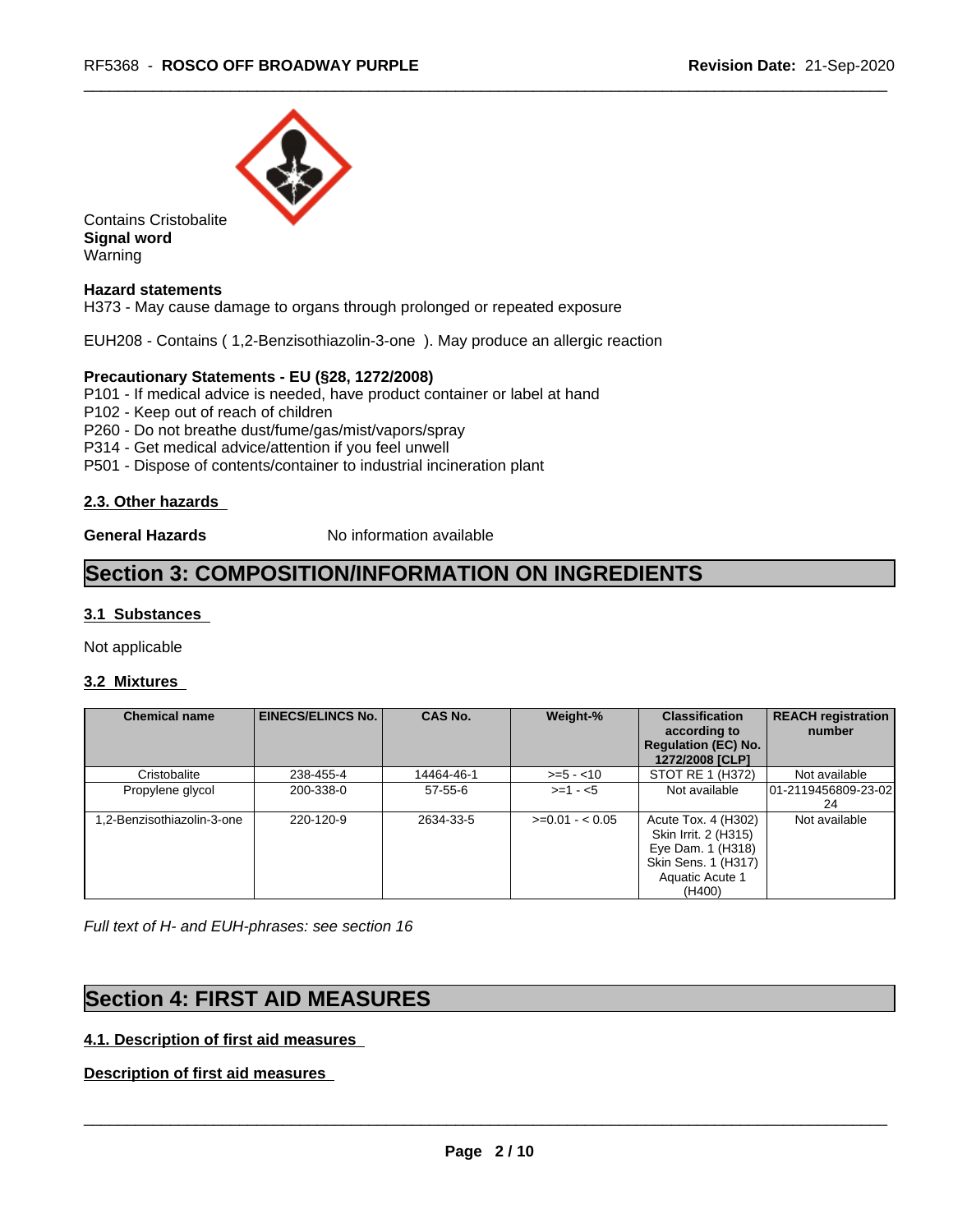Contains Cristobalite

**Signal word**

Warning

**Hazard statements**

H373 - May cause damage to organs through prolonged or repeated exposure

EUH208 - Contains ( 1,2-Benzisothiazolin-3-one ). May produce an allergic reaction

**Precautionary Statements - EU (§28, 1272/2008)**

P101 - If medical advice is needed, have product container or label at hand

P102 - Keep out of reach of children

P260 - Do not breathe dust/fume/gas/mist/vapors/spray

P314 - Get medical advice/attention if you feel unwell

P501 - Dispose of contents/container to industrial incineration plant

### 2.3. Other hazards

**General Hazards** No information available

## Section 3: COMPOSITION/INFORMATION ON INGREDIENTS

### 3.1 Substances

Not applicable

### 3.2 Mixtures

| Chemical name | EINECS/ELINCS No. | CAS No. | Weight-% | Classification according to Regulation (EC) No. 1272/2008 [CLP] | REACH registration number |
|---|---|---|---|---|---|
| Cristobalite | 238-455-4 | 14464-46-1 | >=5 - <10 | STOT RE 1 (H372) | Not available |
| Propylene glycol | 200-338-0 | 57-55-6 | >=1 - <5 | Not available | 01-2119456809-23-0224 |
| 1,2-Benzisothiazolin-3-one | 220-120-9 | 2634-33-5 | >=0.01 - < 0.05 | Acute Tox. 4 (H302) Skin Irrit. 2 (H315) Eye Dam. 1 (H318) Skin Sens. 1 (H317) Aquatic Acute 1 (H400) | Not available |

*Full text of H- and EUH-phrases: see section 16*

## Section 4: FIRST AID MEASURES

### 4.1. Description of first aid measures

**Description of first aid measures**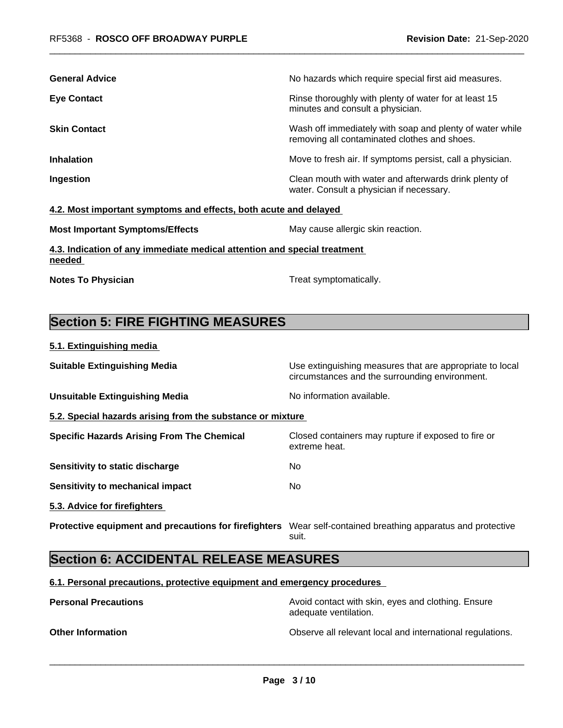| | |
|---|---|
| **General Advice** | No hazards which require special first aid measures. |
| **Eye Contact** | Rinse thoroughly with plenty of water for at least 15 minutes and consult a physician. |
| **Skin Contact** | Wash off immediately with soap and plenty of water while removing all contaminated clothes and shoes. |
| **Inhalation** | Move to fresh air. If symptoms persist, call a physician. |
| **Ingestion** | Clean mouth with water and afterwards drink plenty of water. Consult a physician if necessary. |

### 4.2. Most important symptoms and effects, both acute and delayed

| | |
|---|---|
| **Most Important Symptoms/Effects** | May cause allergic skin reaction. |

### 4.3. Indication of any immediate medical attention and special treatment needed

| | |
|---|---|
| **Notes To Physician** | Treat symptomatically. |

## Section 5: FIRE FIGHTING MEASURES

### 5.1. Extinguishing media

| | |
|---|---|
| **Suitable Extinguishing Media** | Use extinguishing measures that are appropriate to local circumstances and the surrounding environment. |
| **Unsuitable Extinguishing Media** | No information available. |

### 5.2. Special hazards arising from the substance or mixture

| | |
|---|---|
| **Specific Hazards Arising From The Chemical** | Closed containers may rupture if exposed to fire or extreme heat. |
| **Sensitivity to static discharge** | No |
| **Sensitivity to mechanical impact** | No |

### 5.3. Advice for firefighters

| | |
|---|---|
| **Protective equipment and precautions for firefighters** | Wear self-contained breathing apparatus and protective suit. |

## Section 6: ACCIDENTAL RELEASE MEASURES

### 6.1. Personal precautions, protective equipment and emergency procedures

| | |
|---|---|
| **Personal Precautions** | Avoid contact with skin, eyes and clothing. Ensure adequate ventilation. |
| **Other Information** | Observe all relevant local and international regulations. |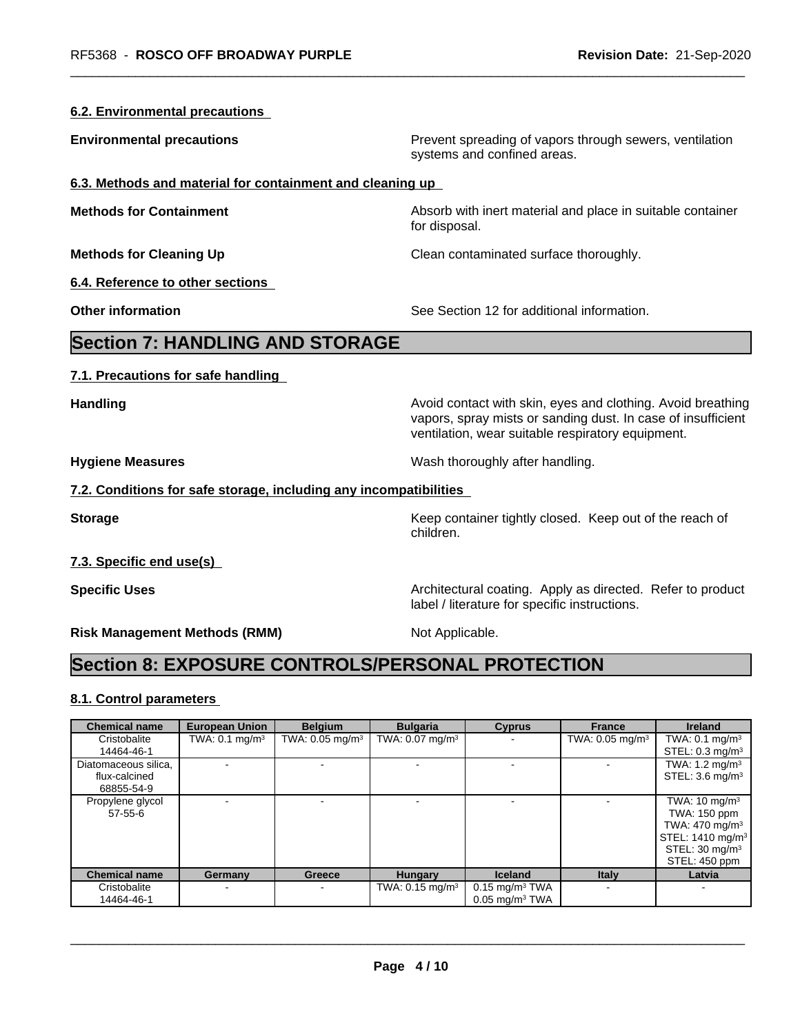#### 6.2. Environmental precautions

**Environmental precautions** Prevent spreading of vapors through sewers, ventilation systems and confined areas.

#### 6.3. Methods and material for containment and cleaning up

**Methods for Containment** Absorb with inert material and place in suitable container for disposal.

**Methods for Cleaning Up** Clean contaminated surface thoroughly.

#### 6.4. Reference to other sections

**Other information** See Section 12 for additional information.

## Section 7: HANDLING AND STORAGE

#### 7.1. Precautions for safe handling

**Handling** Avoid contact with skin, eyes and clothing. Avoid breathing vapors, spray mists or sanding dust. In case of insufficient ventilation, wear suitable respiratory equipment.

**Hygiene Measures** Wash thoroughly after handling.

#### 7.2. Conditions for safe storage, including any incompatibilities

**Storage** Keep container tightly closed. Keep out of the reach of children.

#### 7.3. Specific end use(s)

**Specific Uses** Architectural coating. Apply as directed. Refer to product label / literature for specific instructions.

**Risk Management Methods (RMM)** Not Applicable.

## Section 8: EXPOSURE CONTROLS/PERSONAL PROTECTION

#### 8.1. Control parameters

| Chemical name | European Union | Belgium | Bulgaria | Cyprus | France | Ireland |
|---|---|---|---|---|---|---|
| Cristobalite<br>14464-46-1 | TWA: 0.1 mg/m³ | TWA: 0.05 mg/m³ | TWA: 0.07 mg/m³ | - | TWA: 0.05 mg/m³ | TWA: 0.1 mg/m³<br>STEL: 0.3 mg/m³ |
| Diatomaceous silica, flux-calcined<br>68855-54-9 | - | - | - | - | - | TWA: 1.2 mg/m³<br>STEL: 3.6 mg/m³ |
| Propylene glycol<br>57-55-6 | - | - | - | - | - | TWA: 10 mg/m³<br>TWA: 150 ppm<br>TWA: 470 mg/m³<br>STEL: 1410 mg/m³<br>STEL: 30 mg/m³<br>STEL: 450 ppm |
| **Chemical name** | **Germany** | **Greece** | **Hungary** | **Iceland** | **Italy** | **Latvia** |
| Cristobalite<br>14464-46-1 | - | - | TWA: 0.15 mg/m³ | 0.15 mg/m³ TWA<br>0.05 mg/m³ TWA | - | - |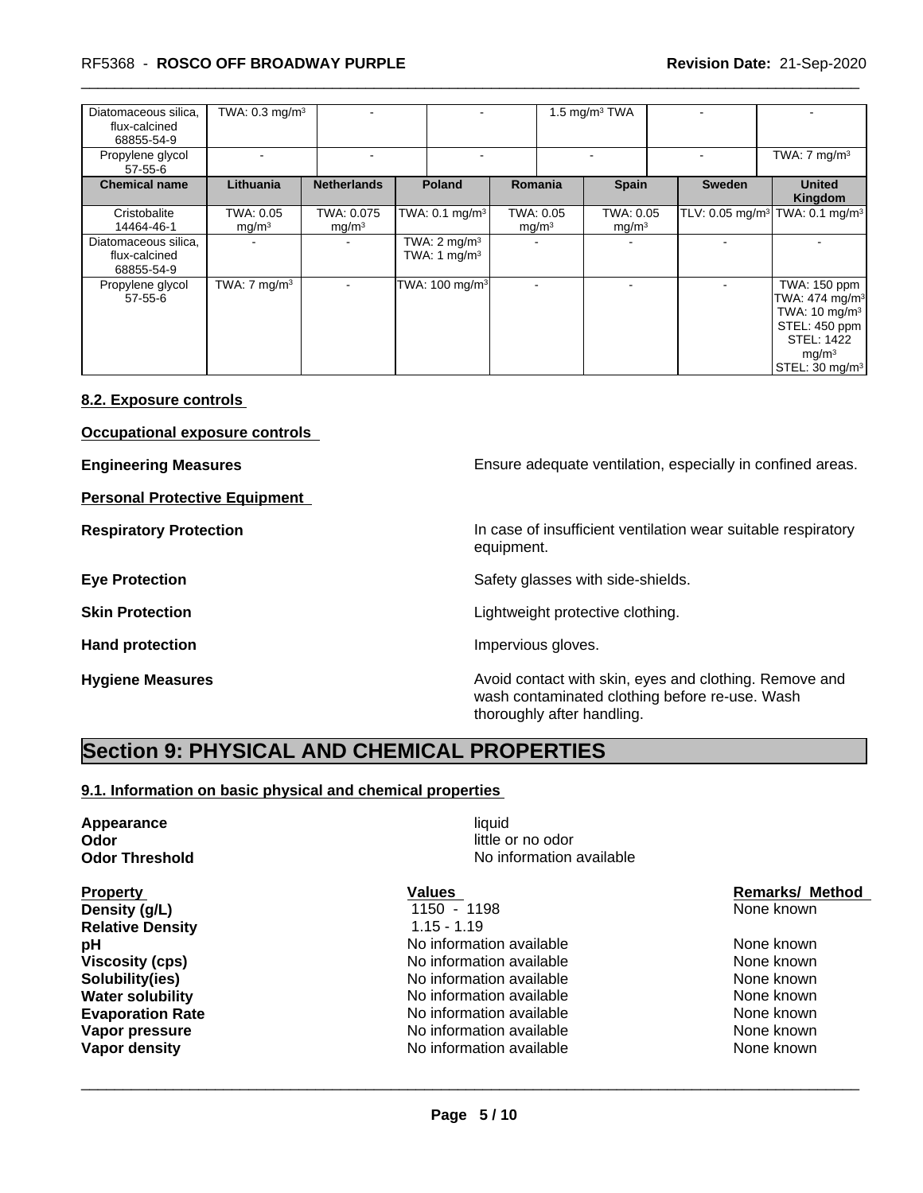| | | | | | | |
|---|---|---|---|---|---|---|
| Diatomaceous silica, flux-calcined 68855-54-9 | TWA: 0.3 mg/m³ | - | - | 1.5 mg/m³ TWA | - | - |
| Propylene glycol 57-55-6 | - | - | - | - | - | TWA: 7 mg/m³ |

| Chemical name | Lithuania | Netherlands | Poland | Romania | Spain | Sweden | United Kingdom |
|---|---|---|---|---|---|---|---|
| Cristobalite 14464-46-1 | TWA: 0.05 mg/m³ | TWA: 0.075 mg/m³ | TWA: 0.1 mg/m³ | TWA: 0.05 mg/m³ | TWA: 0.05 mg/m³ | TLV: 0.05 mg/m³ | TWA: 0.1 mg/m³ |
| Diatomaceous silica, flux-calcined 68855-54-9 | - | - | TWA: 2 mg/m³ TWA: 1 mg/m³ | - | - | - | - |
| Propylene glycol 57-55-6 | TWA: 7 mg/m³ | - | TWA: 100 mg/m³ | - | - | - | TWA: 150 ppm TWA: 474 mg/m³ TWA: 10 mg/m³ STEL: 450 ppm STEL: 1422 mg/m³ STEL: 30 mg/m³ |

### 8.2. Exposure controls

**Occupational exposure controls**

**Engineering Measures**: Ensure adequate ventilation, especially in confined areas.

**Personal Protective Equipment**

**Respiratory Protection**: In case of insufficient ventilation wear suitable respiratory equipment.

**Eye Protection**: Safety glasses with side-shields.

**Skin Protection**: Lightweight protective clothing.

**Hand protection**: Impervious gloves.

**Hygiene Measures**: Avoid contact with skin, eyes and clothing. Remove and wash contaminated clothing before re-use. Wash thoroughly after handling.

## Section 9: PHYSICAL AND CHEMICAL PROPERTIES

### 9.1. Information on basic physical and chemical properties

**Appearance**: liquid
**Odor**: little or no odor
**Odor Threshold**: No information available

| Property | Values | Remarks/ Method |
|---|---|---|
| **Density (g/L)** | 1150 - 1198 | None known |
| **Relative Density** | 1.15 - 1.19 | |
| **pH** | No information available | None known |
| **Viscosity (cps)** | No information available | None known |
| **Solubility(ies)** | No information available | None known |
| **Water solubility** | No information available | None known |
| **Evaporation Rate** | No information available | None known |
| **Vapor pressure** | No information available | None known |
| **Vapor density** | No information available | None known |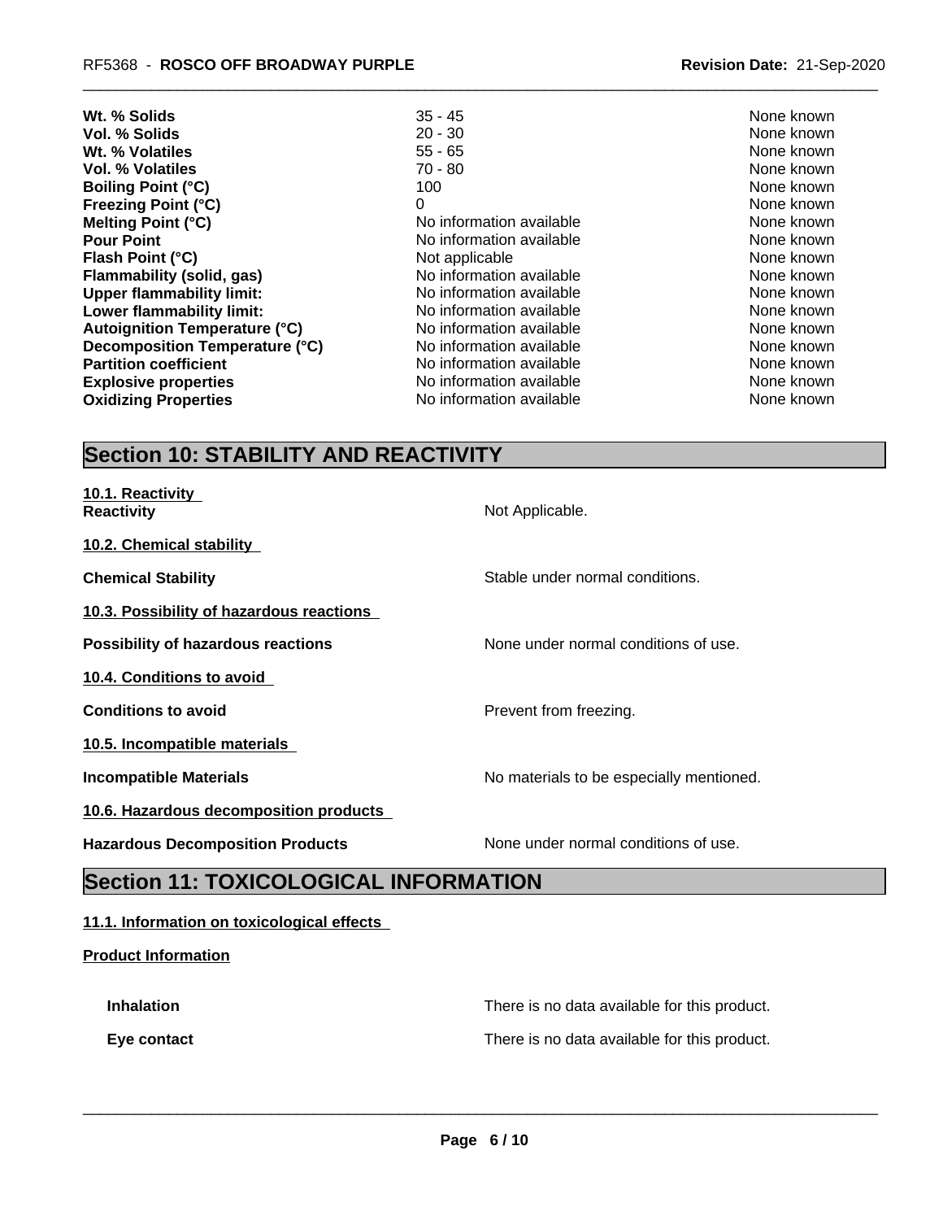| | | |
|---|---|---|
| **Wt. % Solids** | 35 - 45 | None known |
| **Vol. % Solids** | 20 - 30 | None known |
| **Wt. % Volatiles** | 55 - 65 | None known |
| **Vol. % Volatiles** | 70 - 80 | None known |
| **Boiling Point (°C)** | 100 | None known |
| **Freezing Point (°C)** | 0 | None known |
| **Melting Point (°C)** | No information available | None known |
| **Pour Point** | No information available | None known |
| **Flash Point (°C)** | Not applicable | None known |
| **Flammability (solid, gas)** | No information available | None known |
| **Upper flammability limit:** | No information available | None known |
| **Lower flammability limit:** | No information available | None known |
| **Autoignition Temperature (°C)** | No information available | None known |
| **Decomposition Temperature (°C)** | No information available | None known |
| **Partition coefficient** | No information available | None known |
| **Explosive properties** | No information available | None known |
| **Oxidizing Properties** | No information available | None known |

## Section 10: STABILITY AND REACTIVITY

**10.1. Reactivity**

**Reactivity** Not Applicable.

**10.2. Chemical stability**

**Chemical Stability** Stable under normal conditions.

**10.3. Possibility of hazardous reactions**

**Possibility of hazardous reactions** None under normal conditions of use.

**10.4. Conditions to avoid**

**Conditions to avoid** Prevent from freezing.

**10.5. Incompatible materials**

**Incompatible Materials** No materials to be especially mentioned.

**10.6. Hazardous decomposition products**

**Hazardous Decomposition Products** None under normal conditions of use.

## Section 11: TOXICOLOGICAL INFORMATION

**11.1. Information on toxicological effects**

**Product Information**

**Inhalation** There is no data available for this product.

**Eye contact** There is no data available for this product.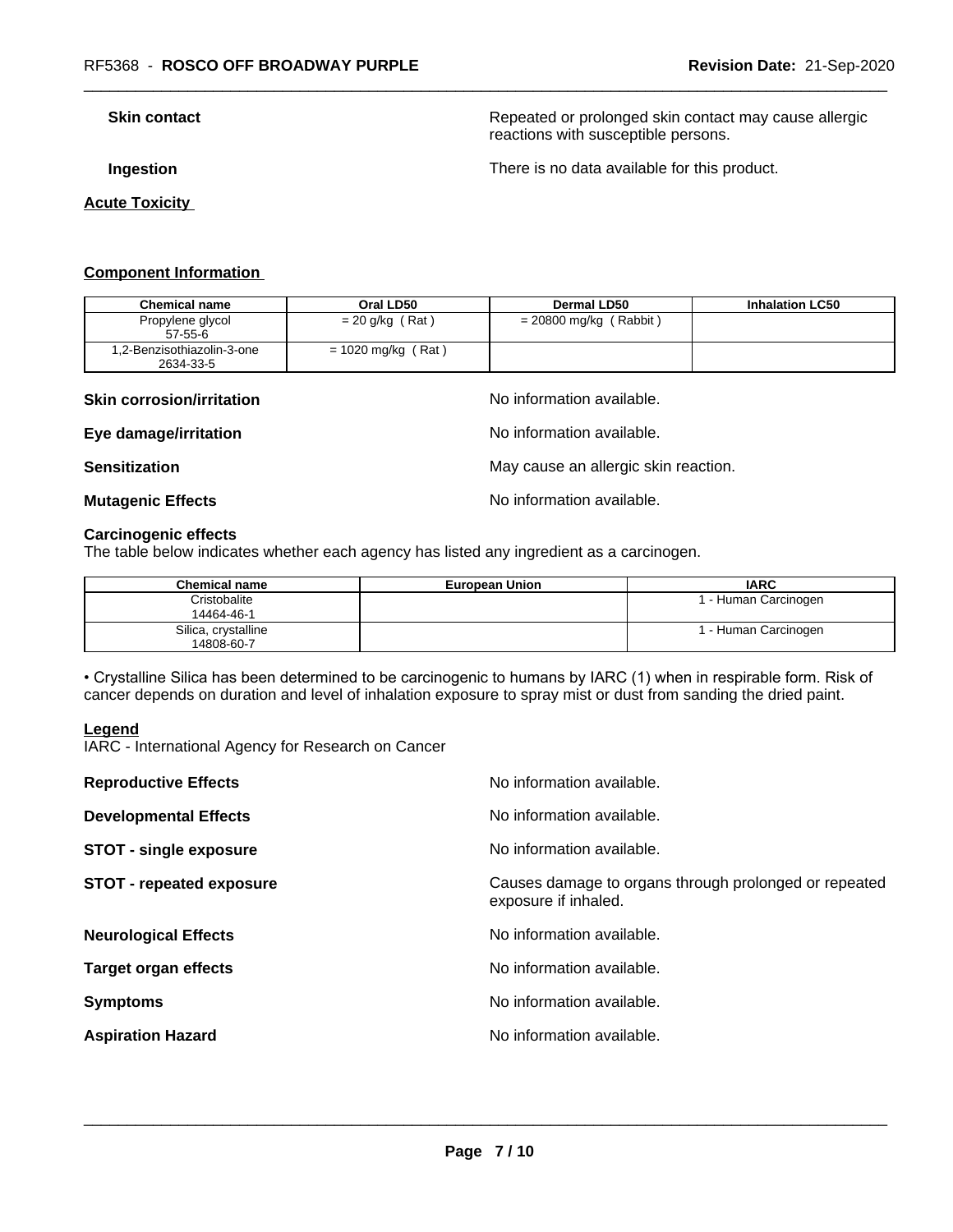**Skin contact** Repeated or prolonged skin contact may cause allergic reactions with susceptible persons.

**Ingestion** There is no data available for this product.

**Acute Toxicity**

**Component Information**

| Chemical name | Oral LD50 | Dermal LD50 | Inhalation LC50 |
|---|---|---|---|
| Propylene glycol<br>57-55-6 | = 20 g/kg ( Rat ) | = 20800 mg/kg ( Rabbit ) | |
| 1,2-Benzisothiazolin-3-one<br>2634-33-5 | = 1020 mg/kg ( Rat ) | | |

**Skin corrosion/irritation** No information available.

**Eye damage/irritation** No information available.

**Sensitization** May cause an allergic skin reaction.

**Mutagenic Effects** No information available.

**Carcinogenic effects**

The table below indicates whether each agency has listed any ingredient as a carcinogen.

| Chemical name | European Union | IARC |
|---|---|---|
| Cristobalite<br>14464-46-1 | | 1 - Human Carcinogen |
| Silica, crystalline<br>14808-60-7 | | 1 - Human Carcinogen |

• Crystalline Silica has been determined to be carcinogenic to humans by IARC (1) when in respirable form. Risk of cancer depends on duration and level of inhalation exposure to spray mist or dust from sanding the dried paint.

**Legend**

IARC - International Agency for Research on Cancer

**Reproductive Effects** No information available.

**Developmental Effects** No information available.

**STOT - single exposure** No information available.

**STOT - repeated exposure** Causes damage to organs through prolonged or repeated exposure if inhaled.

**Neurological Effects** No information available.

**Target organ effects** No information available.

**Symptoms** No information available.

**Aspiration Hazard** No information available.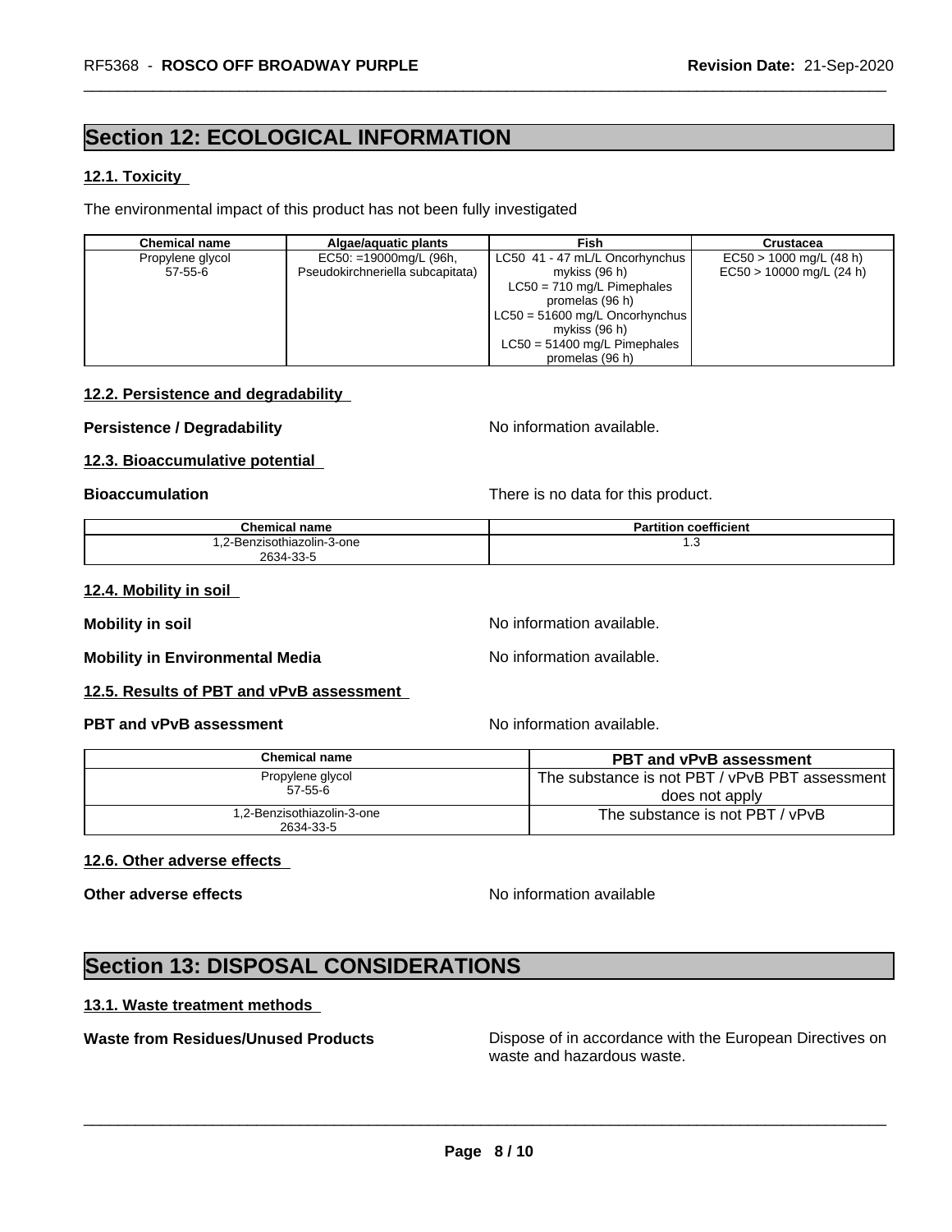## Section 12: ECOLOGICAL INFORMATION

### 12.1. Toxicity

The environmental impact of this product has not been fully investigated

| Chemical name | Algae/aquatic plants | Fish | Crustacea |
|---|---|---|---|
| Propylene glycol<br>57-55-6 | EC50: =19000mg/L (96h, Pseudokirchneriella subcapitata) | LC50 41 - 47 mL/L Oncorhynchus mykiss (96 h)<br>LC50 = 710 mg/L Pimephales promelas (96 h)<br>LC50 = 51600 mg/L Oncorhynchus mykiss (96 h)<br>LC50 = 51400 mg/L Pimephales promelas (96 h) | EC50 > 1000 mg/L (48 h)<br>EC50 > 10000 mg/L (24 h) |

### 12.2. Persistence and degradability

**Persistence / Degradability** No information available.

### 12.3. Bioaccumulative potential

**Bioaccumulation** There is no data for this product.

| Chemical name | Partition coefficient |
|---|---|
| 1,2-Benzisothiazolin-3-one<br>2634-33-5 | 1.3 |

### 12.4. Mobility in soil

**Mobility in soil** No information available.

**Mobility in Environmental Media** No information available.

### 12.5. Results of PBT and vPvB assessment

**PBT and vPvB assessment** No information available.

| Chemical name | PBT and vPvB assessment |
|---|---|
| Propylene glycol<br>57-55-6 | The substance is not PBT / vPvB PBT assessment does not apply |
| 1,2-Benzisothiazolin-3-one<br>2634-33-5 | The substance is not PBT / vPvB |

### 12.6. Other adverse effects

**Other adverse effects** No information available

## Section 13: DISPOSAL CONSIDERATIONS

### 13.1. Waste treatment methods

**Waste from Residues/Unused Products** Dispose of in accordance with the European Directives on waste and hazardous waste.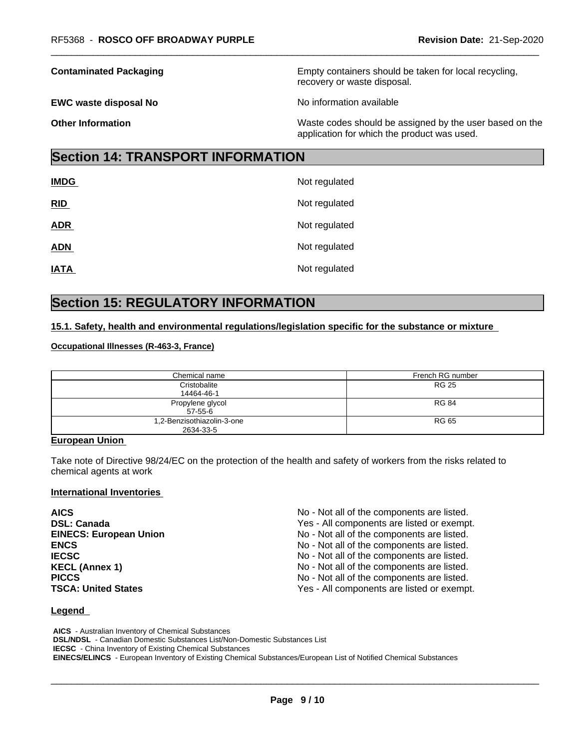**Contaminated Packaging** Empty containers should be taken for local recycling, recovery or waste disposal.

**EWC waste disposal No** No information available

**Other Information** Waste codes should be assigned by the user based on the application for which the product was used.

## Section 14: TRANSPORT INFORMATION

| | |
|---|---|
| **IMDG** | Not regulated |
| **RID** | Not regulated |
| **ADR** | Not regulated |
| **ADN** | Not regulated |
| **IATA** | Not regulated |

## Section 15: REGULATORY INFORMATION

### 15.1. Safety, health and environmental regulations/legislation specific for the substance or mixture

**Occupational Illnesses (R-463-3, France)**

| Chemical name | French RG number |
|---|---|
| Cristobalite<br>14464-46-1 | RG 25 |
| Propylene glycol<br>57-55-6 | RG 84 |
| 1,2-Benzisothiazolin-3-one<br>2634-33-5 | RG 65 |

**European Union**

Take note of Directive 98/24/EC on the protection of the health and safety of workers from the risks related to chemical agents at work

**International Inventories**

| | |
|---|---|
| **AICS** | No - Not all of the components are listed. |
| **DSL: Canada** | Yes - All components are listed or exempt. |
| **EINECS: European Union** | No - Not all of the components are listed. |
| **ENCS** | No - Not all of the components are listed. |
| **IECSC** | No - Not all of the components are listed. |
| **KECL (Annex 1)** | No - Not all of the components are listed. |
| **PICCS** | No - Not all of the components are listed. |
| **TSCA: United States** | Yes - All components are listed or exempt. |

**Legend**

**AICS** - Australian Inventory of Chemical Substances
**DSL/NDSL** - Canadian Domestic Substances List/Non-Domestic Substances List
**IECSC** - China Inventory of Existing Chemical Substances
**EINECS/ELINCS** - European Inventory of Existing Chemical Substances/European List of Notified Chemical Substances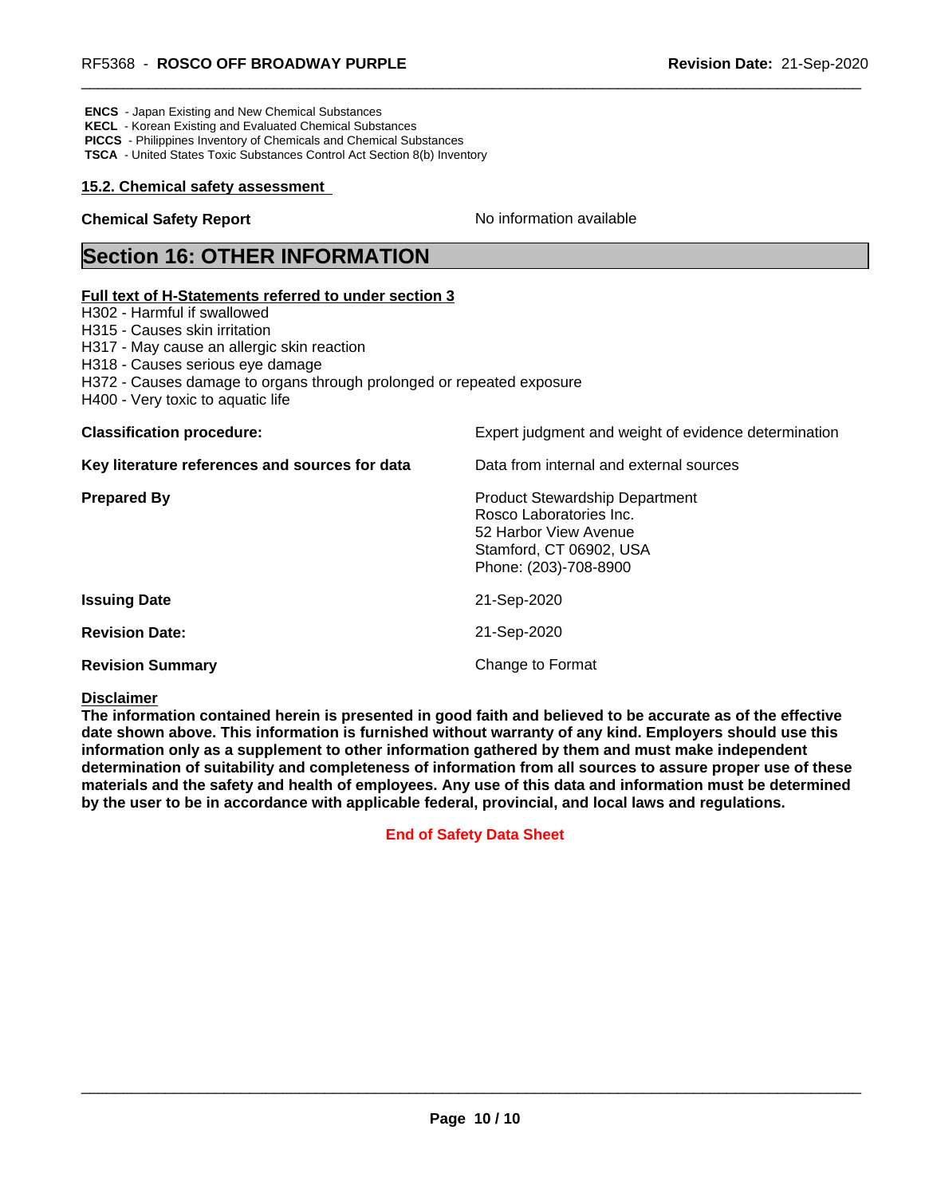**ENCS** - Japan Existing and New Chemical Substances
**KECL** - Korean Existing and Evaluated Chemical Substances
**PICCS** - Philippines Inventory of Chemicals and Chemical Substances
**TSCA** - United States Toxic Substances Control Act Section 8(b) Inventory

### 15.2. Chemical safety assessment

**Chemical Safety Report** No information available

## Section 16: OTHER INFORMATION

### Full text of H-Statements referred to under section 3

H302 - Harmful if swallowed
H315 - Causes skin irritation
H317 - May cause an allergic skin reaction
H318 - Causes serious eye damage
H372 - Causes damage to organs through prolonged or repeated exposure
H400 - Very toxic to aquatic life

| | |
|---|---|
| **Classification procedure:** | Expert judgment and weight of evidence determination |
| **Key literature references and sources for data** | Data from internal and external sources |
| **Prepared By** | Product Stewardship Department<br>Rosco Laboratories Inc.<br>52 Harbor View Avenue<br>Stamford, CT 06902, USA<br>Phone: (203)-708-8900 |
| **Issuing Date** | 21-Sep-2020 |
| **Revision Date:** | 21-Sep-2020 |
| **Revision Summary** | Change to Format |

### Disclaimer

**The information contained herein is presented in good faith and believed to be accurate as of the effective date shown above. This information is furnished without warranty of any kind. Employers should use this information only as a supplement to other information gathered by them and must make independent determination of suitability and completeness of information from all sources to assure proper use of these materials and the safety and health of employees. Any use of this data and information must be determined by the user to be in accordance with applicable federal, provincial, and local laws and regulations.**

**End of Safety Data Sheet**